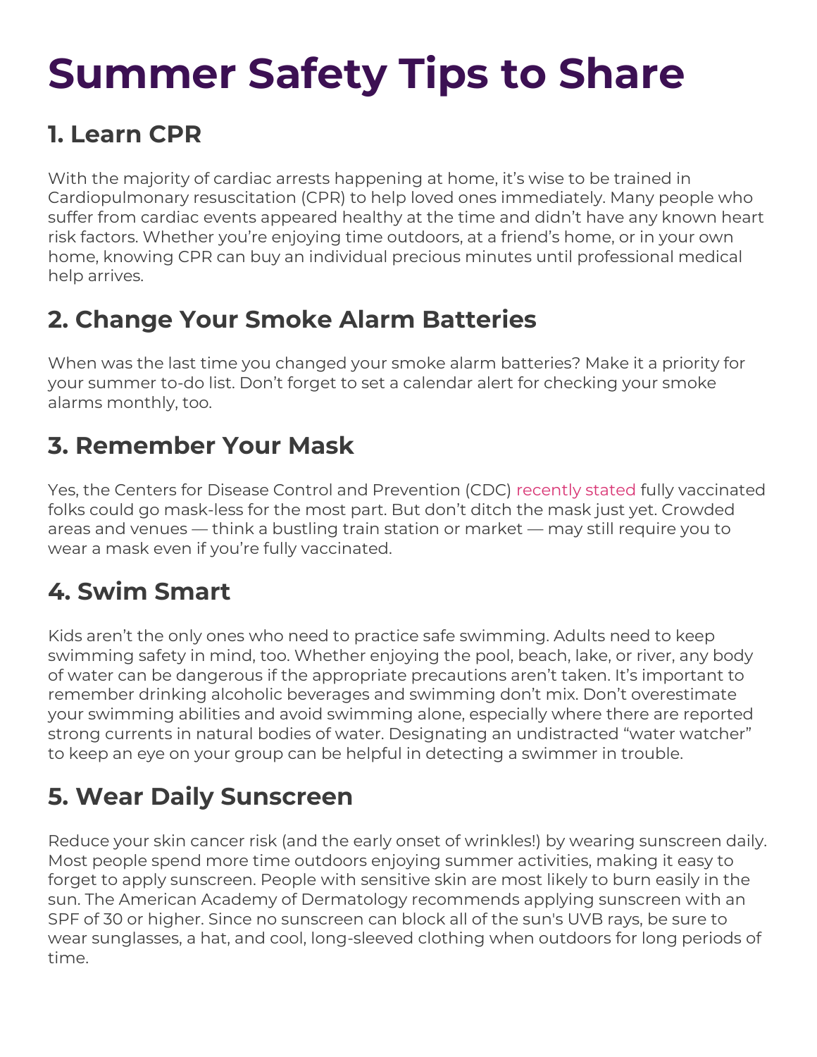# Summer Safety Tips to Share

## 1. Learn CPR

With the majority of cardiac arrests happening at home, it's wise to be trained in Cardiopulmonary resuscitation (CPR) to help loved ones immediately. Many people who suffer from cardiac events appeared healthy at the time and didn't have any known heart risk factors. Whether you're enjoying time outdoors, at a friend's home, or in your own home, knowing CPR can buy an individual precious minutes until professional medical help arrives.

## 2. Change Your Smoke Alarm Batteries

When was the last time you changed your smoke alarm batteries? Make it a priority for your summer to-do list. Don't forget to set a calendar alert for checking your smoke alarms monthly, too.

## 3. Remember Your Mask

Yes, the Centers for Disease Control and Prevention (CDC) recently stated fully vaccinated folks could go mask-less for the most part. But don't ditch the mask just yet. Crowded areas and venues — think a bustling train station or market — may still require you to wear a mask even if you're fully vaccinated.

## 4. Swim Smart

Kids aren't the only ones who need to practice safe swimming. Adults need to keep swimming safety in mind, too. Whether enjoying the pool, beach, lake, or river, any body of water can be dangerous if the appropriate precautions aren't taken. It's important to remember drinking alcoholic beverages and swimming don't mix. Don't overestimate your swimming abilities and avoid swimming alone, especially where there are reported strong currents in natural bodies of water. Designating an undistracted "water watcher" to keep an eye on your group can be helpful in detecting a swimmer in trouble.

## 5. Wear Daily Sunscreen

Reduce your skin cancer risk (and the early onset of wrinkles!) by wearing sunscreen daily. Most people spend more time outdoors enjoying summer activities, making it easy to forget to apply sunscreen. People with sensitive skin are most likely to burn easily in the sun. The American Academy of Dermatology recommends applying sunscreen with an SPF of 30 or higher. Since no sunscreen can block all of the sun's UVB rays, be sure to wear sunglasses, a hat, and cool, long-sleeved clothing when outdoors for long periods of time.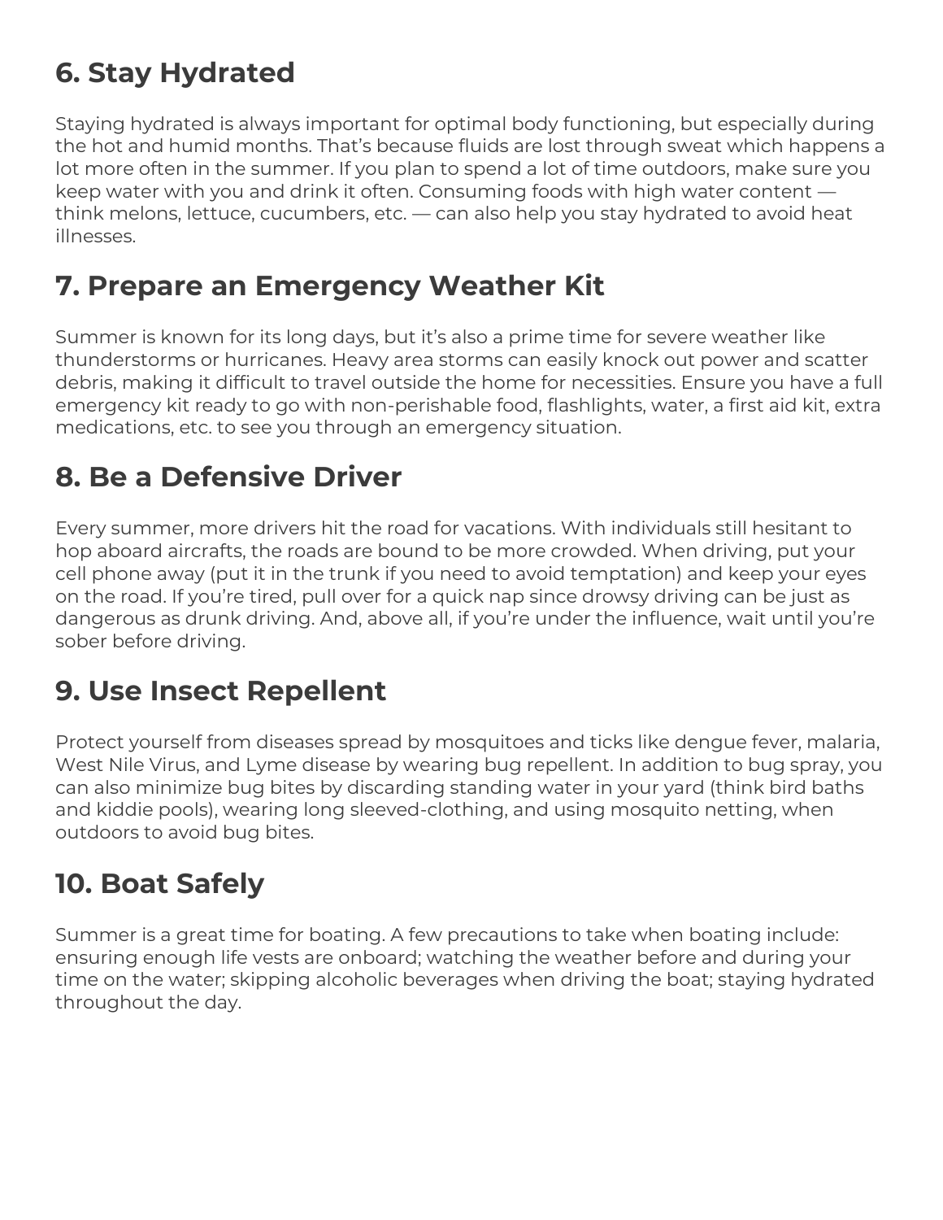## 6. Stay Hydrated

Staying hydrated is always important for optimal body functioning, but especially during the hot and humid months. That's because fluids are lost through sweat which happens a lot more often in the summer. If you plan to spend a lot of time outdoors, make sure you keep water with you and drink it often. Consuming foods with high water content — think melons, lettuce, cucumbers, etc. — can also help you stay hydrated to avoid heat illnesses.

## 7. Prepare an Emergency Weather Kit

Summer is known for its long days, but it's also a prime time for severe weather like thunderstorms or hurricanes. Heavy area storms can easily knock out power and scatter debris, making it difficult to travel outside the home for necessities. Ensure you have a full emergency kit ready to go with non-perishable food, flashlights, water, a first aid kit, extra medications, etc. to see you through an emergency situation.

## 8. Be a Defensive Driver

Every summer, more drivers hit the road for vacations. With individuals still hesitant to hop aboard aircrafts, the roads are bound to be more crowded. When driving, put your cell phone away (put it in the trunk if you need to avoid temptation) and keep your eyes on the road. If you're tired, pull over for a quick nap since drowsy driving can be just as dangerous as drunk driving. And, above all, if you're under the influence, wait until you're sober before driving.

## 9. Use Insect Repellent

Protect yourself from diseases spread by mosquitoes and ticks like dengue fever, malaria, West Nile Virus, and Lyme disease by wearing bug repellent. In addition to bug spray, you can also minimize bug bites by discarding standing water in your yard (think bird baths and kiddie pools), wearing long sleeved-clothing, and using mosquito netting, when outdoors to avoid bug bites.

## 10. Boat Safely

Summer is a great time for boating. A few precautions to take when boating include: ensuring enough life vests are onboard; watching the weather before and during your time on the water; skipping alcoholic beverages when driving the boat; staying hydrated throughout the day.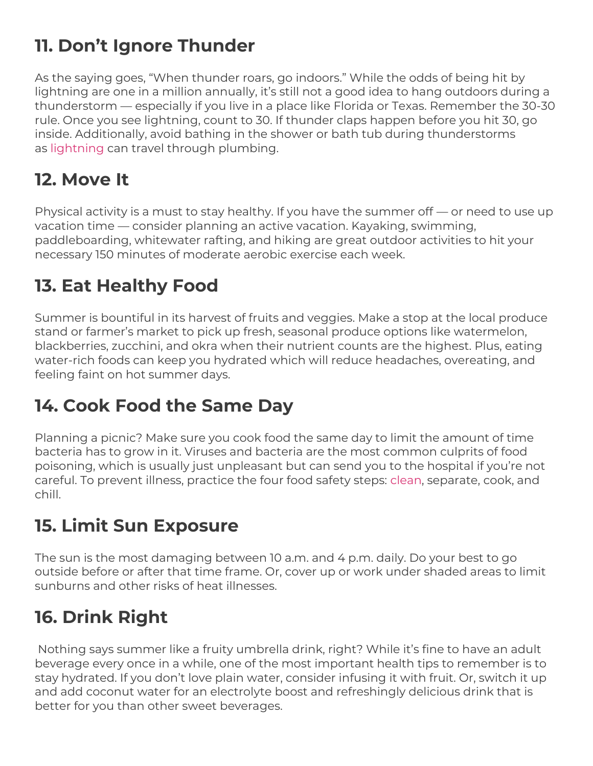## 11. Don't Ignore Thunder

As the saying goes, "When thunder roars, go indoors." While the odds of being hit by lightning are one in a million annually, it's still not a good idea to hang outdoors during a thunderstorm — especially if you live in a place like Florida or Texas. Remember the 30-30 rule. Once you see lightning, count to 30. If thunder claps happen before you hit 30, go inside. Additionally, avoid bathing in the shower or bath tub during thunderstorms as lightning can travel through plumbing.

## 12. Move It

Physical activity is a must to stay healthy. If you have the summer off — or need to use up vacation time — consider planning an active vacation. Kayaking, swimming, paddleboarding, whitewater rafting, and hiking are great outdoor activities to hit your necessary 150 minutes of moderate aerobic exercise each week.

## 13. Eat Healthy Food

Summer is bountiful in its harvest of fruits and veggies. Make a stop at the local produce stand or farmer's market to pick up fresh, seasonal produce options like watermelon, blackberries, zucchini, and okra when their nutrient counts are the highest. Plus, eating water-rich foods can keep you hydrated which will reduce headaches, overeating, and feeling faint on hot summer days.

## 14. Cook Food the Same Day

Planning a picnic? Make sure you cook food the same day to limit the amount of time bacteria has to grow in it. Viruses and bacteria are the most common culprits of food poisoning, which is usually just unpleasant but can send you to the hospital if you're not careful. To prevent illness, practice the four food safety steps: clean, separate, cook, and chill.

## 15. Limit Sun Exposure

The sun is the most damaging between 10 a.m. and 4 p.m. daily. Do your best to go outside before or after that time frame. Or, cover up or work under shaded areas to limit sunburns and other risks of heat illnesses.

## 16. Drink Right

Nothing says summer like a fruity umbrella drink, right? While it's fine to have an adult beverage every once in a while, one of the most important health tips to remember is to stay hydrated. If you don't love plain water, consider infusing it with fruit. Or, switch it up and add coconut water for an electrolyte boost and refreshingly delicious drink that is better for you than other sweet beverages.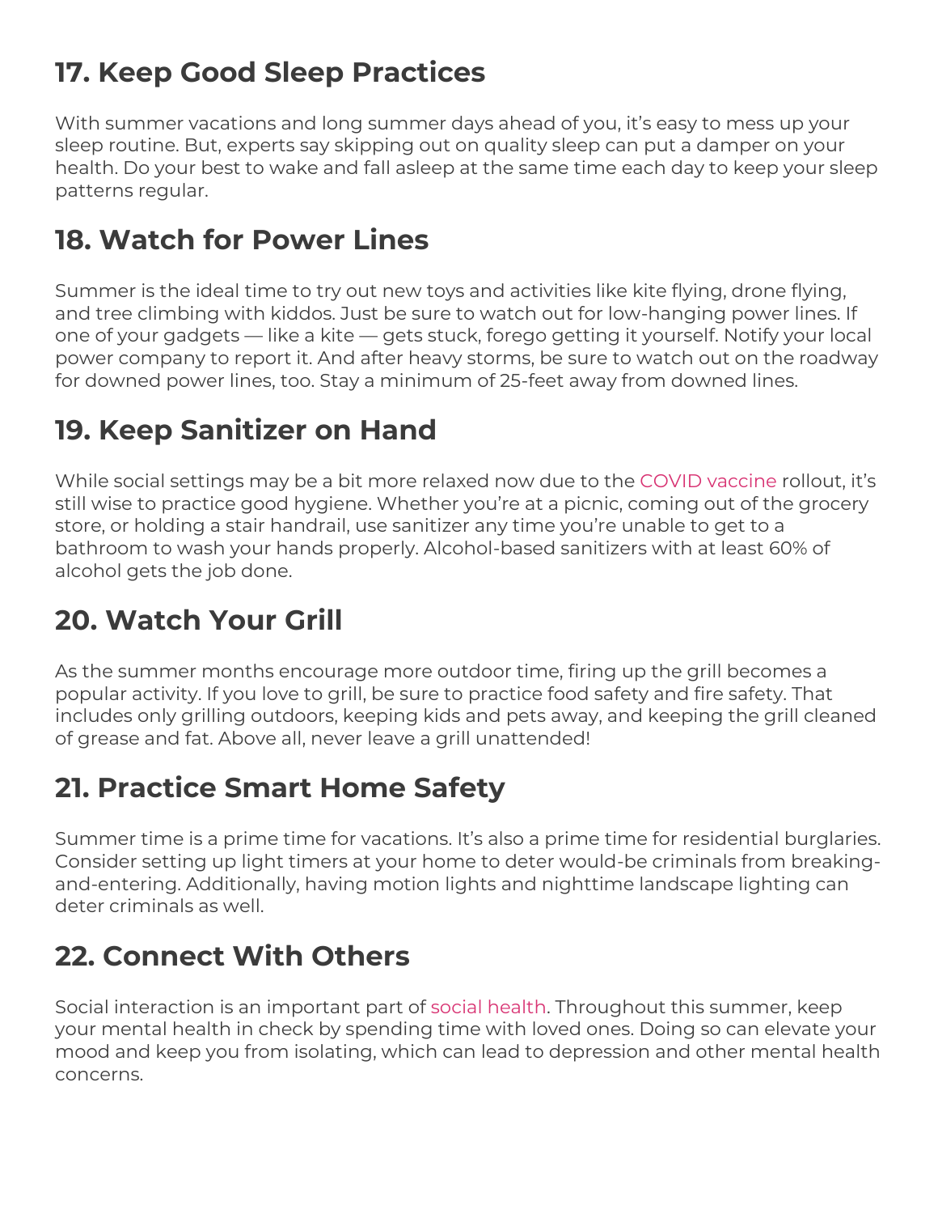## 17. Keep Good Sleep Practices

With summer vacations and long summer days ahead of you, it's easy to mess up your sleep routine. But, experts say skipping out on quality sleep can put a damper on your health. Do your best to wake and fall asleep at the same time each day to keep your sleep patterns regular.

## 18. Watch for Power Lines

Summer is the ideal time to try out new toys and activities like kite flying, drone flying, and tree climbing with kiddos. Just be sure to watch out for low-hanging power lines. If one of your gadgets — like a kite — gets stuck, forego getting it yourself. Notify your local power company to report it. And after heavy storms, be sure to watch out on the roadway for downed power lines, too. Stay a minimum of 25-feet away from downed lines.

## 19. Keep Sanitizer on Hand

While social settings may be a bit more relaxed now due to the COVID vaccine rollout, it's still wise to practice good hygiene. Whether you're at a picnic, coming out of the grocery store, or holding a stair handrail, use sanitizer any time you're unable to get to a bathroom to wash your hands properly. Alcohol-based sanitizers with at least 60% of alcohol gets the job done.

## 20. Watch Your Grill

As the summer months encourage more outdoor time, firing up the grill becomes a popular activity. If you love to grill, be sure to practice food safety and fire safety. That includes only grilling outdoors, keeping kids and pets away, and keeping the grill cleaned of grease and fat. Above all, never leave a grill unattended!

## 21. Practice Smart Home Safety

Summer time is a prime time for vacations. It's also a prime time for residential burglaries. Consider setting up light timers at your home to deter would-be criminals from breaking-and-entering. Additionally, having motion lights and nighttime landscape lighting can deter criminals as well.

## 22. Connect With Others

Social interaction is an important part of social health. Throughout this summer, keep your mental health in check by spending time with loved ones. Doing so can elevate your mood and keep you from isolating, which can lead to depression and other mental health concerns.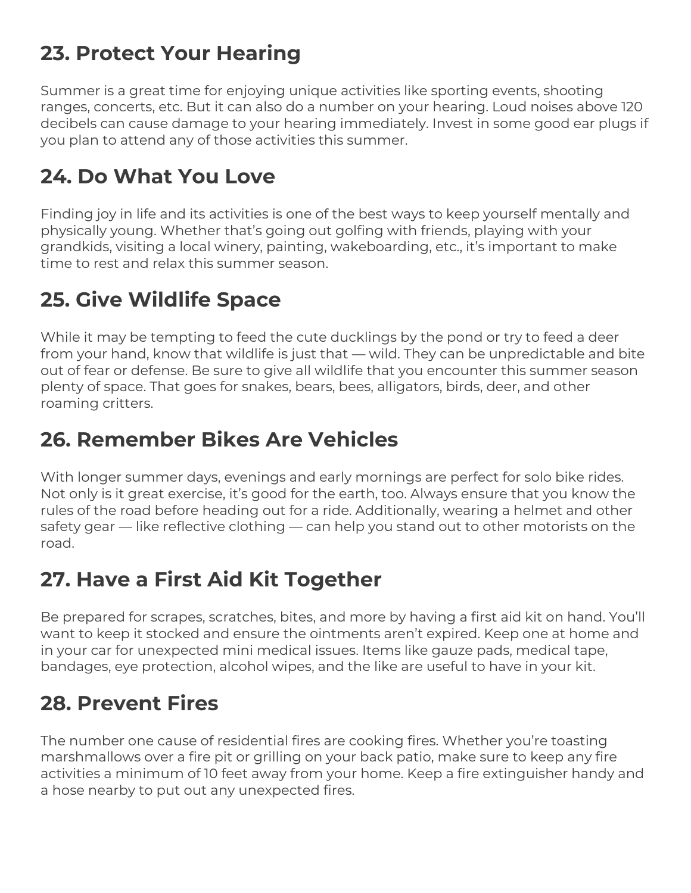## 23. Protect Your Hearing

Summer is a great time for enjoying unique activities like sporting events, shooting ranges, concerts, etc. But it can also do a number on your hearing. Loud noises above 120 decibels can cause damage to your hearing immediately. Invest in some good ear plugs if you plan to attend any of those activities this summer.

## 24. Do What You Love

Finding joy in life and its activities is one of the best ways to keep yourself mentally and physically young. Whether that's going out golfing with friends, playing with your grandkids, visiting a local winery, painting, wakeboarding, etc., it's important to make time to rest and relax this summer season.

## 25. Give Wildlife Space

While it may be tempting to feed the cute ducklings by the pond or try to feed a deer from your hand, know that wildlife is just that — wild. They can be unpredictable and bite out of fear or defense. Be sure to give all wildlife that you encounter this summer season plenty of space. That goes for snakes, bears, bees, alligators, birds, deer, and other roaming critters.

## 26. Remember Bikes Are Vehicles

With longer summer days, evenings and early mornings are perfect for solo bike rides. Not only is it great exercise, it's good for the earth, too. Always ensure that you know the rules of the road before heading out for a ride. Additionally, wearing a helmet and other safety gear — like reflective clothing — can help you stand out to other motorists on the road.

## 27. Have a First Aid Kit Together

Be prepared for scrapes, scratches, bites, and more by having a first aid kit on hand. You'll want to keep it stocked and ensure the ointments aren't expired. Keep one at home and in your car for unexpected mini medical issues. Items like gauze pads, medical tape, bandages, eye protection, alcohol wipes, and the like are useful to have in your kit.

## 28. Prevent Fires

The number one cause of residential fires are cooking fires. Whether you're toasting marshmallows over a fire pit or grilling on your back patio, make sure to keep any fire activities a minimum of 10 feet away from your home. Keep a fire extinguisher handy and a hose nearby to put out any unexpected fires.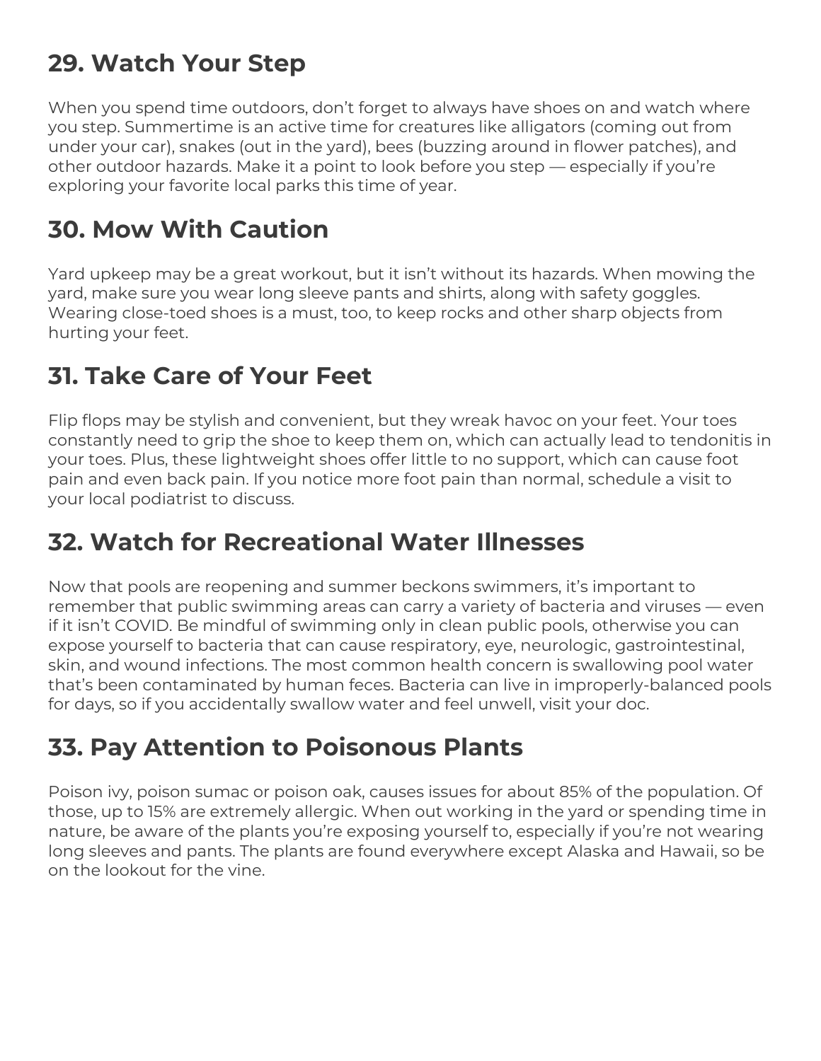## 29. Watch Your Step

When you spend time outdoors, don't forget to always have shoes on and watch where you step. Summertime is an active time for creatures like alligators (coming out from under your car), snakes (out in the yard), bees (buzzing around in flower patches), and other outdoor hazards. Make it a point to look before you step — especially if you're exploring your favorite local parks this time of year.

## 30. Mow With Caution

Yard upkeep may be a great workout, but it isn't without its hazards. When mowing the yard, make sure you wear long sleeve pants and shirts, along with safety goggles. Wearing close-toed shoes is a must, too, to keep rocks and other sharp objects from hurting your feet.

## 31. Take Care of Your Feet

Flip flops may be stylish and convenient, but they wreak havoc on your feet. Your toes constantly need to grip the shoe to keep them on, which can actually lead to tendonitis in your toes. Plus, these lightweight shoes offer little to no support, which can cause foot pain and even back pain. If you notice more foot pain than normal, schedule a visit to your local podiatrist to discuss.

## 32. Watch for Recreational Water Illnesses

Now that pools are reopening and summer beckons swimmers, it's important to remember that public swimming areas can carry a variety of bacteria and viruses — even if it isn't COVID. Be mindful of swimming only in clean public pools, otherwise you can expose yourself to bacteria that can cause respiratory, eye, neurologic, gastrointestinal, skin, and wound infections. The most common health concern is swallowing pool water that's been contaminated by human feces. Bacteria can live in improperly-balanced pools for days, so if you accidentally swallow water and feel unwell, visit your doc.

## 33. Pay Attention to Poisonous Plants

Poison ivy, poison sumac or poison oak, causes issues for about 85% of the population. Of those, up to 15% are extremely allergic. When out working in the yard or spending time in nature, be aware of the plants you're exposing yourself to, especially if you're not wearing long sleeves and pants. The plants are found everywhere except Alaska and Hawaii, so be on the lookout for the vine.